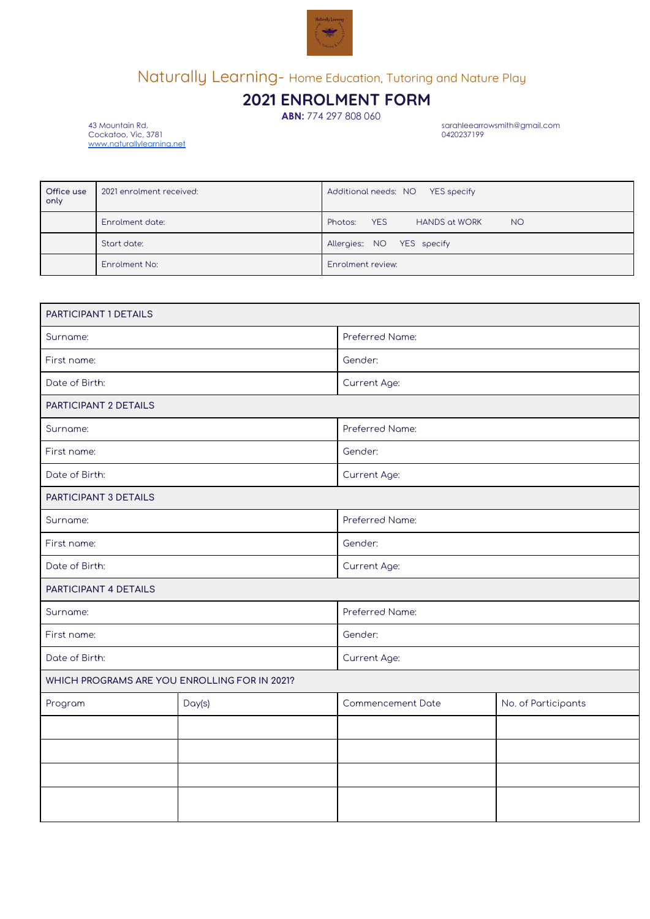Naturally Learning- Home Education, Tutoring and Nature Play

# 2021 ENROLMENT FORM

**ABN:** 774 297 808 060

43 Mountain Rd,
Cockatoo, Vic, 3781
www.naturallylearning.net

sarahleearrowsmith@gmail.com
0420237199

| Office use only | 2021 enrolment received: | Additional needs: NO YES specify |
|---|---|---|
| | Enrolment date: | Photos: YES HANDS at WORK NO |
| | Start date: | Allergies: NO YES specify |
| | Enrolment No: | Enrolment review: |

| PARTICIPANT 1 DETAILS | | | |
|---|---|---|---|
| Surname: | | Preferred Name: | |
| First name: | | Gender: | |
| Date of Birth: | | Current Age: | |
| PARTICIPANT 2 DETAILS | | | |
| Surname: | | Preferred Name: | |
| First name: | | Gender: | |
| Date of Birth: | | Current Age: | |
| PARTICIPANT 3 DETAILS | | | |
| Surname: | | Preferred Name: | |
| First name: | | Gender: | |
| Date of Birth: | | Current Age: | |
| PARTICIPANT 4 DETAILS | | | |
| Surname: | | Preferred Name: | |
| First name: | | Gender: | |
| Date of Birth: | | Current Age: | |
| WHICH PROGRAMS ARE YOU ENROLLING FOR IN 2021? | | | |
| Program | Day(s) | Commencement Date | No. of Participants |
| | | | |
| | | | |
| | | | |
| | | | |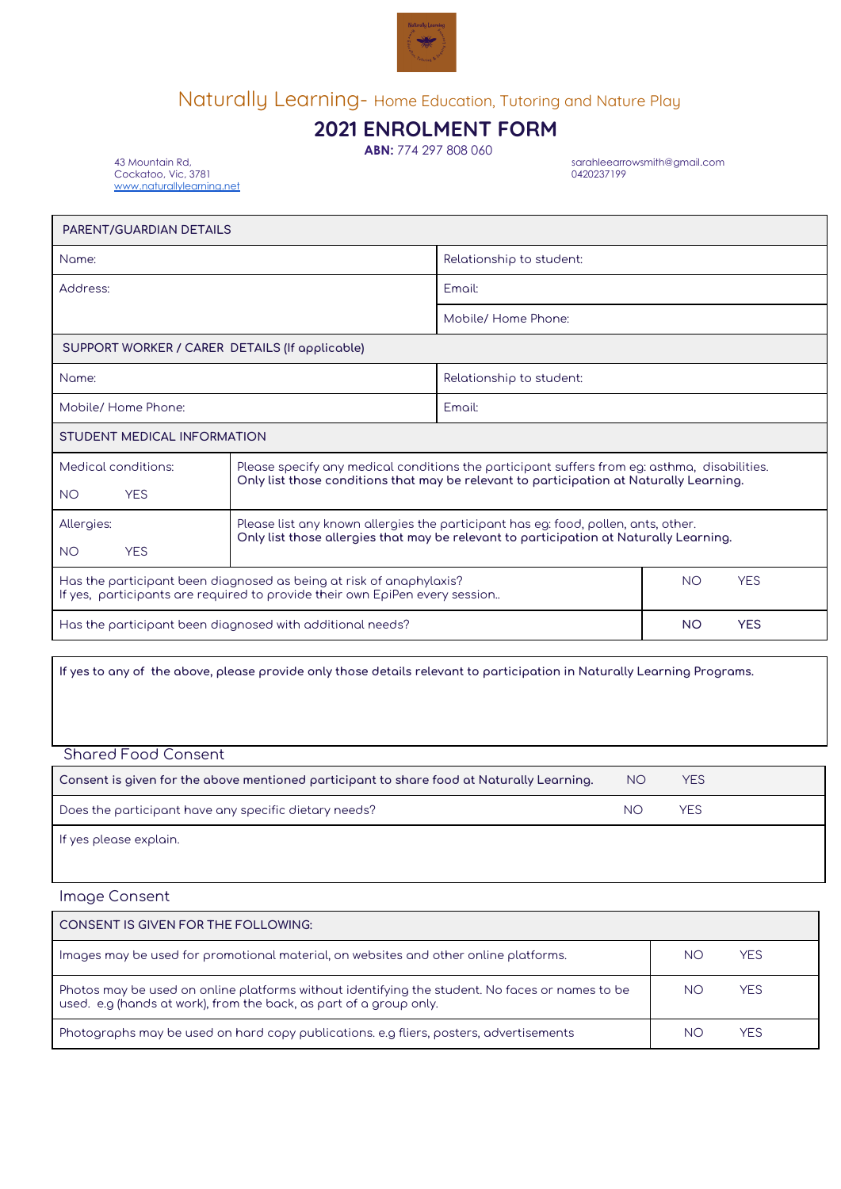Naturally Learning- Home Education, Tutoring and Nature Play

# 2021 ENROLMENT FORM

**ABN:** 774 297 808 060

43 Mountain Rd,
Cockatoo, Vic, 3781
www.naturallylearning.net

sarahleearrowsmith@gmail.com
0420237199

| PARENT/GUARDIAN DETAILS | |
|---|---|
| Name: | Relationship to student: |
| Address: | Email: |
| | Mobile/ Home Phone: |
| **SUPPORT WORKER / CARER DETAILS (If applicable)** | |
| Name: | Relationship to student: |
| Mobile/ Home Phone: | Email: |

| STUDENT MEDICAL INFORMATION | |
|---|---|
| Medical conditions: NO YES | Please specify any medical conditions the participant suffers from eg: asthma, disabilities. **Only list those conditions that may be relevant to participation at Naturally Learning.** |
| Allergies: NO YES | Please list any known allergies the participant has eg: food, pollen, ants, other. **Only list those allergies that may be relevant to participation at Naturally Learning.** |
| Has the participant been diagnosed as being at risk of anaphylaxis? If yes, participants are required to provide their own EpiPen every session.. | NO YES |
| Has the participant been diagnosed with additional needs? | **NO YES** |

**If yes to any of the above, please provide only those details relevant to participation in Naturally Learning Programs.**

## Shared Food Consent

| | | |
|---|---|---|
| **Consent is given for the above mentioned participant to share food at Naturally Learning.** | NO | YES |
| Does the participant have any specific dietary needs? | NO | YES |
| If yes please explain. | | |

## Image Consent

| CONSENT IS GIVEN FOR THE FOLLOWING: | |
|---|---|
| Images may be used for promotional material, on websites and other online platforms. | NO YES |
| Photos may be used on online platforms without identifying the student. No faces or names to be used. e.g (hands at work), from the back, as part of a group only. | NO YES |
| Photographs may be used on hard copy publications. e.g fliers, posters, advertisements | NO YES |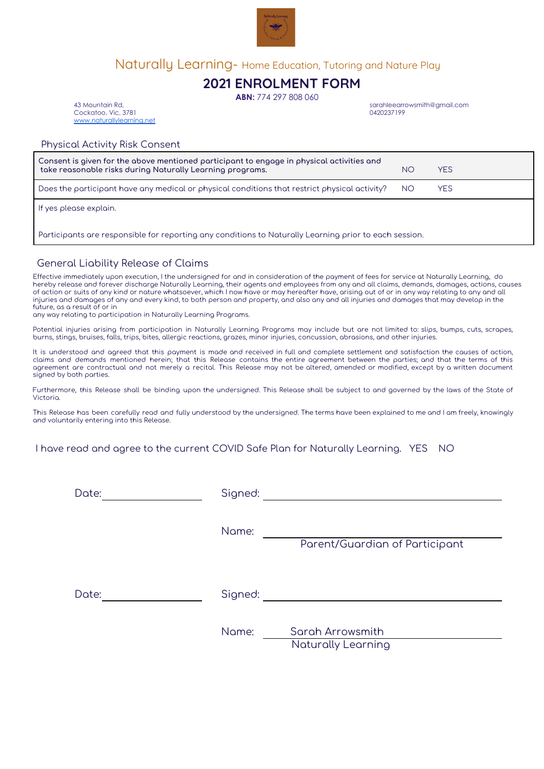Naturally Learning- Home Education, Tutoring and Nature Play

# 2021 ENROLMENT FORM

**ABN:** 774 297 808 060

43 Mountain Rd,
Cockatoo, Vic, 3781
www.naturallylearning.net

sarahleearrowsmith@gmail.com
0420237199

## Physical Activity Risk Consent

| | | |
|---|---|---|
| **Consent is given for the above mentioned participant to engage in physical activities and take reasonable risks during Naturally Learning programs.** | NO | YES |
| Does the participant have any medical or physical conditions that restrict physical activity? | NO | YES |
| If yes please explain. | | |
| Participants are responsible for reporting any conditions to Naturally Learning prior to each session. | | |

## General Liability Release of Claims

Effective immediately upon execution, I the undersigned for and in consideration of the payment of fees for service at Naturally Learning, do hereby release and forever discharge Naturally Learning, their agents and employees from any and all claims, demands, damages, actions, causes of action or suits of any kind or nature whatsoever, which I now have or may hereafter have, arising out of or in any way relating to any and all injuries and damages of any and every kind, to both person and property, and also any and all injuries and damages that may develop in the future, as a result of or in
any way relating to participation in Naturally Learning Programs.

Potential injuries arising from participation in Naturally Learning Programs may include but are not limited to: slips, bumps, cuts, scrapes, burns, stings, bruises, falls, trips, bites, allergic reactions, grazes, minor injuries, concussion, abrasions, and other injuries.

It is understood and agreed that this payment is made and received in full and complete settlement and satisfaction the causes of action, claims and demands mentioned herein; that this Release contains the entire agreement between the parties; and that the terms of this agreement are contractual and not merely a recital. This Release may not be altered, amended or modified, except by a written document signed by both parties.

Furthermore, this Release shall be binding upon the undersigned. This Release shall be subject to and governed by the laws of the State of Victoria.

This Release has been carefully read and fully understood by the undersigned. The terms have been explained to me and I am freely, knowingly and voluntarily entering into this Release.

I have read and agree to the current COVID Safe Plan for Naturally Learning. YES NO

Date: ______________ Signed: ______________________________

Name: ______________________________
Parent/Guardian of Participant

Date: ______________ Signed: ______________________________

Name: Sarah Arrowsmith
Naturally Learning